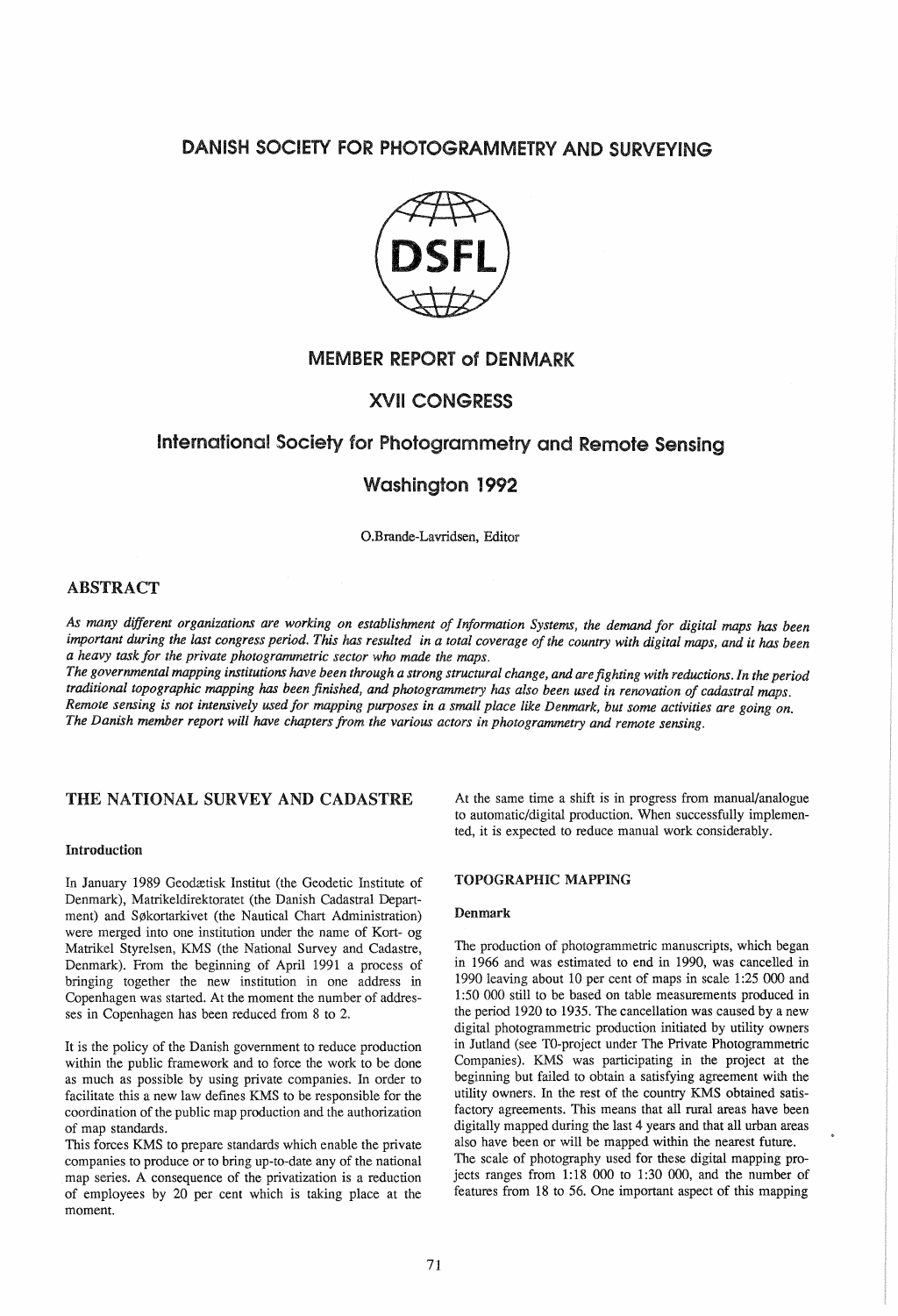# DANISH SOCIETY FOR PHOTOGRAMMETRY AND SURVEYING

DSFL

## MEMBER REPORT of DENMARK

## XVII CONGRESS

## International Society for Photogrammetry and Remote Sensing

## Washington 1992

O.Brande-Lavridsen, Editor

## ABSTRACT

*As many different organizations are working on establishment of Information Systems, the demand for digital maps has been important during the last congress period. This has resulted in a total coverage of the country with digital maps, and it has been a heavy task for the private photogrammetric sector who made the maps.*
*The governmental mapping institutions have been through a strong structural change, and are fighting with reductions. In the period traditional topographic mapping has been finished, and photogrammetry has also been used in renovation of cadastral maps. Remote sensing is not intensively used for mapping purposes in a small place like Denmark, but some activities are going on. The Danish member report will have chapters from the various actors in photogrammetry and remote sensing.*

## THE NATIONAL SURVEY AND CADASTRE

### Introduction

In January 1989 Geodætisk Institut (the Geodetic Institute of Denmark), Matrikeldirektoratet (the Danish Cadastral Department) and Søkortarkivet (the Nautical Chart Administration) were merged into one institution under the name of Kort- og Matrikel Styrelsen, KMS (the National Survey and Cadastre, Denmark). From the beginning of April 1991 a process of bringing together the new institution in one address in Copenhagen was started. At the moment the number of addresses in Copenhagen has been reduced from 8 to 2.

It is the policy of the Danish government to reduce production within the public framework and to force the work to be done as much as possible by using private companies. In order to facilitate this a new law defines KMS to be responsible for the coordination of the public map production and the authorization of map standards.
This forces KMS to prepare standards which enable the private companies to produce or to bring up-to-date any of the national map series. A consequence of the privatization is a reduction of employees by 20 per cent which is taking place at the moment.

At the same time a shift is in progress from manual/analogue to automatic/digital production. When successfully implemented, it is expected to reduce manual work considerably.

### TOPOGRAPHIC MAPPING

#### Denmark

The production of photogrammetric manuscripts, which began in 1966 and was estimated to end in 1990, was cancelled in 1990 leaving about 10 per cent of maps in scale 1:25 000 and 1:50 000 still to be based on table measurements produced in the period 1920 to 1935. The cancellation was caused by a new digital photogrammetric production initiated by utility owners in Jutland (see T0-project under The Private Photogrammetric Companies). KMS was participating in the project at the beginning but failed to obtain a satisfying agreement with the utility owners. In the rest of the country KMS obtained satisfactory agreements. This means that all rural areas have been digitally mapped during the last 4 years and that all urban areas also have been or will be mapped within the nearest future.
The scale of photography used for these digital mapping projects ranges from 1:18 000 to 1:30 000, and the number of features from 18 to 56. One important aspect of this mapping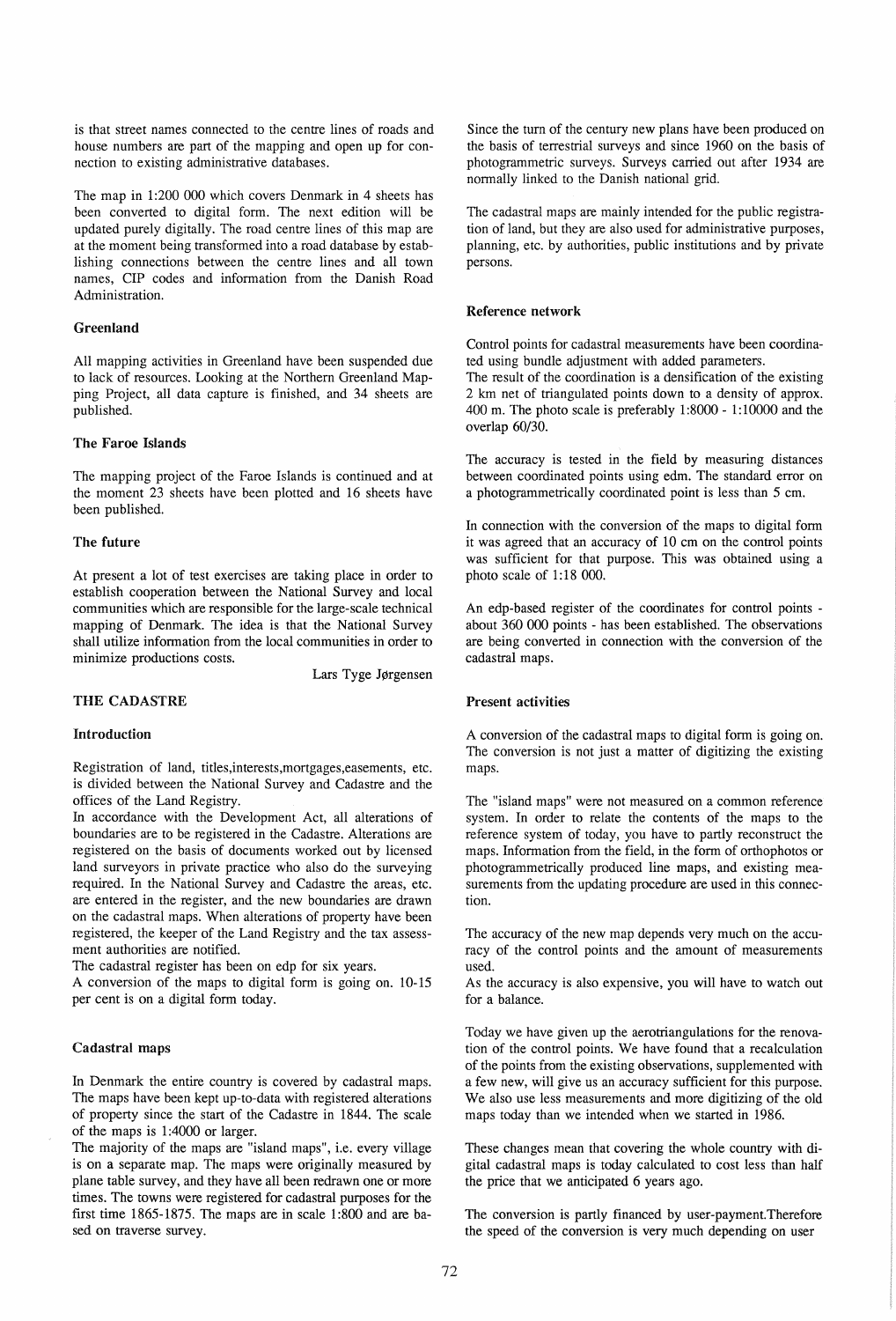is that street names connected to the centre lines of roads and house numbers are part of the mapping and open up for connection to existing administrative databases.

The map in 1:200 000 which covers Denmark in 4 sheets has been converted to digital form. The next edition will be updated purely digitally. The road centre lines of this map are at the moment being transformed into a road database by establishing connections between the centre lines and all town names, CIP codes and information from the Danish Road Administration.

### Greenland

All mapping activities in Greenland have been suspended due to lack of resources. Looking at the Northern Greenland Mapping Project, all data capture is finished, and 34 sheets are published.

### The Faroe Islands

The mapping project of the Faroe Islands is continued and at the moment 23 sheets have been plotted and 16 sheets have been published.

### The future

At present a lot of test exercises are taking place in order to establish cooperation between the National Survey and local communities which are responsible for the large-scale technical mapping of Denmark. The idea is that the National Survey shall utilize information from the local communities in order to minimize productions costs.

Lars Tyge Jørgensen

## THE CADASTRE

### Introduction

Registration of land, titles,interests,mortgages,easements, etc. is divided between the National Survey and Cadastre and the offices of the Land Registry.

In accordance with the Development Act, all alterations of boundaries are to be registered in the Cadastre. Alterations are registered on the basis of documents worked out by licensed land surveyors in private practice who also do the surveying required. In the National Survey and Cadastre the areas, etc. are entered in the register, and the new boundaries are drawn on the cadastral maps. When alterations of property have been registered, the keeper of the Land Registry and the tax assessment authorities are notified.

The cadastral register has been on edp for six years.

A conversion of the maps to digital form is going on. 10-15 per cent is on a digital form today.

### Cadastral maps

In Denmark the entire country is covered by cadastral maps. The maps have been kept up-to-data with registered alterations of property since the start of the Cadastre in 1844. The scale of the maps is 1:4000 or larger.

The majority of the maps are "island maps", i.e. every village is on a separate map. The maps were originally measured by plane table survey, and they have all been redrawn one or more times. The towns were registered for cadastral purposes for the first time 1865-1875. The maps are in scale 1:800 and are based on traverse survey.

Since the turn of the century new plans have been produced on the basis of terrestrial surveys and since 1960 on the basis of photogrammetric surveys. Surveys carried out after 1934 are normally linked to the Danish national grid.

The cadastral maps are mainly intended for the public registration of land, but they are also used for administrative purposes, planning, etc. by authorities, public institutions and by private persons.

### Reference network

Control points for cadastral measurements have been coordinated using bundle adjustment with added parameters.

The result of the coordination is a densification of the existing 2 km net of triangulated points down to a density of approx. 400 m. The photo scale is preferably 1:8000 - 1:10000 and the overlap 60/30.

The accuracy is tested in the field by measuring distances between coordinated points using edm. The standard error on a photogrammetrically coordinated point is less than 5 cm.

In connection with the conversion of the maps to digital form it was agreed that an accuracy of 10 cm on the control points was sufficient for that purpose. This was obtained using a photo scale of 1:18 000.

An edp-based register of the coordinates for control points - about 360 000 points - has been established. The observations are being converted in connection with the conversion of the cadastral maps.

### Present activities

A conversion of the cadastral maps to digital form is going on. The conversion is not just a matter of digitizing the existing maps.

The "island maps" were not measured on a common reference system. In order to relate the contents of the maps to the reference system of today, you have to partly reconstruct the maps. Information from the field, in the form of orthophotos or photogrammetrically produced line maps, and existing measurements from the updating procedure are used in this connection.

The accuracy of the new map depends very much on the accuracy of the control points and the amount of measurements used.

As the accuracy is also expensive, you will have to watch out for a balance.

Today we have given up the aerotriangulations for the renovation of the control points. We have found that a recalculation of the points from the existing observations, supplemented with a few new, will give us an accuracy sufficient for this purpose. We also use less measurements and more digitizing of the old maps today than we intended when we started in 1986.

These changes mean that covering the whole country with digital cadastral maps is today calculated to cost less than half the price that we anticipated 6 years ago.

The conversion is partly financed by user-payment.Therefore the speed of the conversion is very much depending on user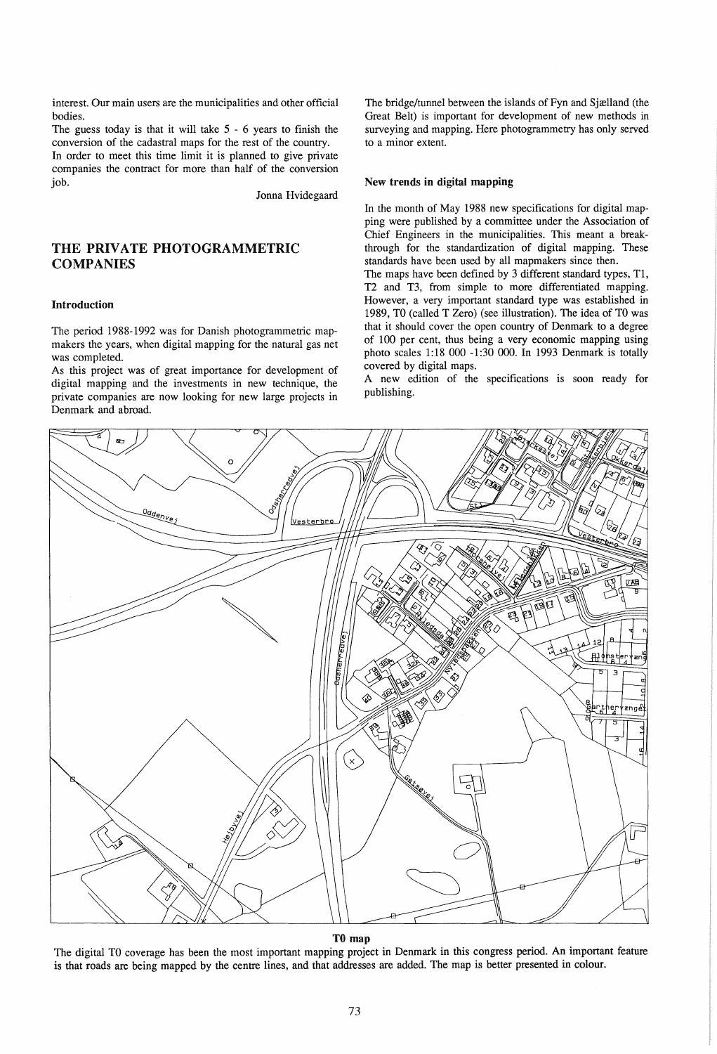interest. Our main users are the municipalities and other official bodies.

The guess today is that it will take 5 - 6 years to finish the conversion of the cadastral maps for the rest of the country.

In order to meet this time limit it is planned to give private companies the contract for more than half of the conversion job.

Jonna Hvidegaard

## THE PRIVATE PHOTOGRAMMETRIC COMPANIES

### Introduction

The period 1988-1992 was for Danish photogrammetric mapmakers the years, when digital mapping for the natural gas net was completed.

As this project was of great importance for development of digital mapping and the investments in new technique, the private companies are now looking for new large projects in Denmark and abroad.

The bridge/tunnel between the islands of Fyn and Sjælland (the Great Belt) is important for development of new methods in surveying and mapping. Here photogrammetry has only served to a minor extent.

### New trends in digital mapping

In the month of May 1988 new specifications for digital mapping were published by a committee under the Association of Chief Engineers in the municipalities. This meant a breakthrough for the standardization of digital mapping. These standards have been used by all mapmakers since then.

The maps have been defined by 3 different standard types, T1, T2 and T3, from simple to more differentiated mapping. However, a very important standard type was established in 1989, T0 (called T Zero) (see illustration). The idea of T0 was that it should cover the open country of Denmark to a degree of 100 per cent, thus being a very economic mapping using photo scales 1:18 000 -1:30 000. In 1993 Denmark is totally covered by digital maps.

A new edition of the specifications is soon ready for publishing.

**T0 map**

The digital T0 coverage has been the most important mapping project in Denmark in this congress period. An important feature is that roads are being mapped by the centre lines, and that addresses are added. The map is better presented in colour.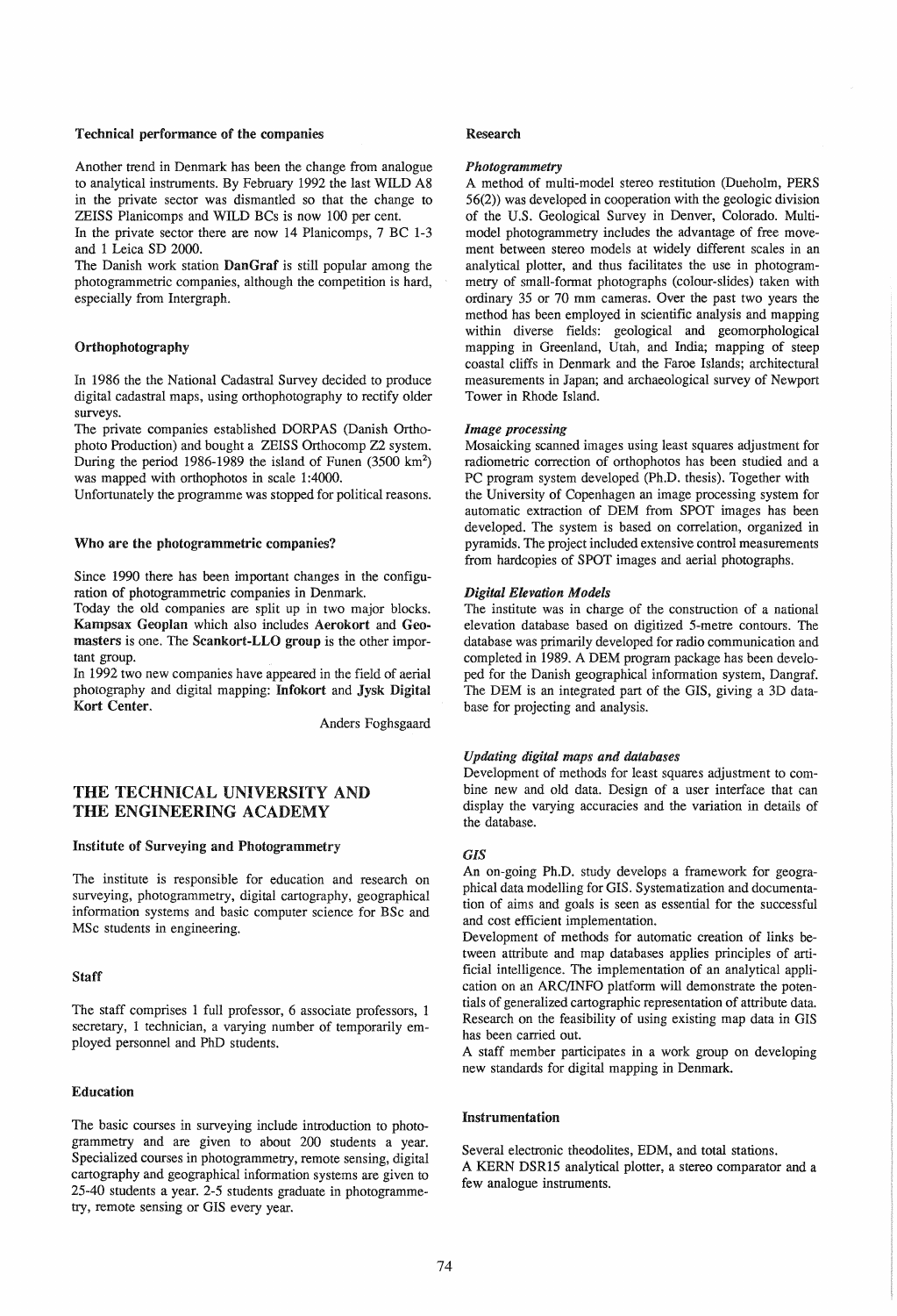### Technical performance of the companies

Another trend in Denmark has been the change from analogue to analytical instruments. By February 1992 the last WILD A8 in the private sector was dismantled so that the change to ZEISS Planicomps and WILD BCs is now 100 per cent.

In the private sector there are now 14 Planicomps, 7 BC 1-3 and 1 Leica SD 2000.

The Danish work station **DanGraf** is still popular among the photogrammetric companies, although the competition is hard, especially from Intergraph.

### Orthophotography

In 1986 the the National Cadastral Survey decided to produce digital cadastral maps, using orthophotography to rectify older surveys.

The private companies established DORPAS (Danish Orthophoto Production) and bought a ZEISS Orthocomp Z2 system. During the period 1986-1989 the island of Funen (3500 km$^2$) was mapped with orthophotos in scale 1:4000.

Unfortunately the programme was stopped for political reasons.

### Who are the photogrammetric companies?

Since 1990 there has been important changes in the configuration of photogrammetric companies in Denmark.

Today the old companies are split up in two major blocks. **Kampsax Geoplan** which also includes **Aerokort** and **Geomasters** is one. The **Scankort-LLO group** is the other important group.

In 1992 two new companies have appeared in the field of aerial photography and digital mapping: **Infokort** and **Jysk Digital Kort Center**.

Anders Foghsgaard

## THE TECHNICAL UNIVERSITY AND THE ENGINEERING ACADEMY

### Institute of Surveying and Photogrammetry

The institute is responsible for education and research on surveying, photogrammetry, digital cartography, geographical information systems and basic computer science for BSc and MSc students in engineering.

### Staff

The staff comprises 1 full professor, 6 associate professors, 1 secretary, 1 technician, a varying number of temporarily employed personnel and PhD students.

### Education

The basic courses in surveying include introduction to photogrammetry and are given to about 200 students a year. Specialized courses in photogrammetry, remote sensing, digital cartography and geographical information systems are given to 25-40 students a year. 2-5 students graduate in photogrammetry, remote sensing or GIS every year.

### Research

#### *Photogrammetry*

A method of multi-model stereo restitution (Dueholm, PERS 56(2)) was developed in cooperation with the geologic division of the U.S. Geological Survey in Denver, Colorado. Multi-model photogrammetry includes the advantage of free movement between stereo models at widely different scales in an analytical plotter, and thus facilitates the use in photogrammetry of small-format photographs (colour-slides) taken with ordinary 35 or 70 mm cameras. Over the past two years the method has been employed in scientific analysis and mapping within diverse fields: geological and geomorphological mapping in Greenland, Utah, and India; mapping of steep coastal cliffs in Denmark and the Faroe Islands; architectural measurements in Japan; and archaeological survey of Newport Tower in Rhode Island.

#### *Image processing*

Mosaicking scanned images using least squares adjustment for radiometric correction of orthophotos has been studied and a PC program system developed (Ph.D. thesis). Together with the University of Copenhagen an image processing system for automatic extraction of DEM from SPOT images has been developed. The system is based on correlation, organized in pyramids. The project included extensive control measurements from hardcopies of SPOT images and aerial photographs.

#### *Digital Elevation Models*

The institute was in charge of the construction of a national elevation database based on digitized 5-metre contours. The database was primarily developed for radio communication and completed in 1989. A DEM program package has been developed for the Danish geographical information system, Dangraf. The DEM is an integrated part of the GIS, giving a 3D database for projecting and analysis.

#### *Updating digital maps and databases*

Development of methods for least squares adjustment to combine new and old data. Design of a user interface that can display the varying accuracies and the variation in details of the database.

#### *GIS*

An on-going Ph.D. study develops a framework for geographical data modelling for GIS. Systematization and documentation of aims and goals is seen as essential for the successful and cost efficient implementation.

Development of methods for automatic creation of links between attribute and map databases applies principles of artificial intelligence. The implementation of an analytical application on an ARC/INFO platform will demonstrate the potentials of generalized cartographic representation of attribute data. Research on the feasibility of using existing map data in GIS has been carried out.

A staff member participates in a work group on developing new standards for digital mapping in Denmark.

### Instrumentation

Several electronic theodolites, EDM, and total stations.

A KERN DSR15 analytical plotter, a stereo comparator and a few analogue instruments.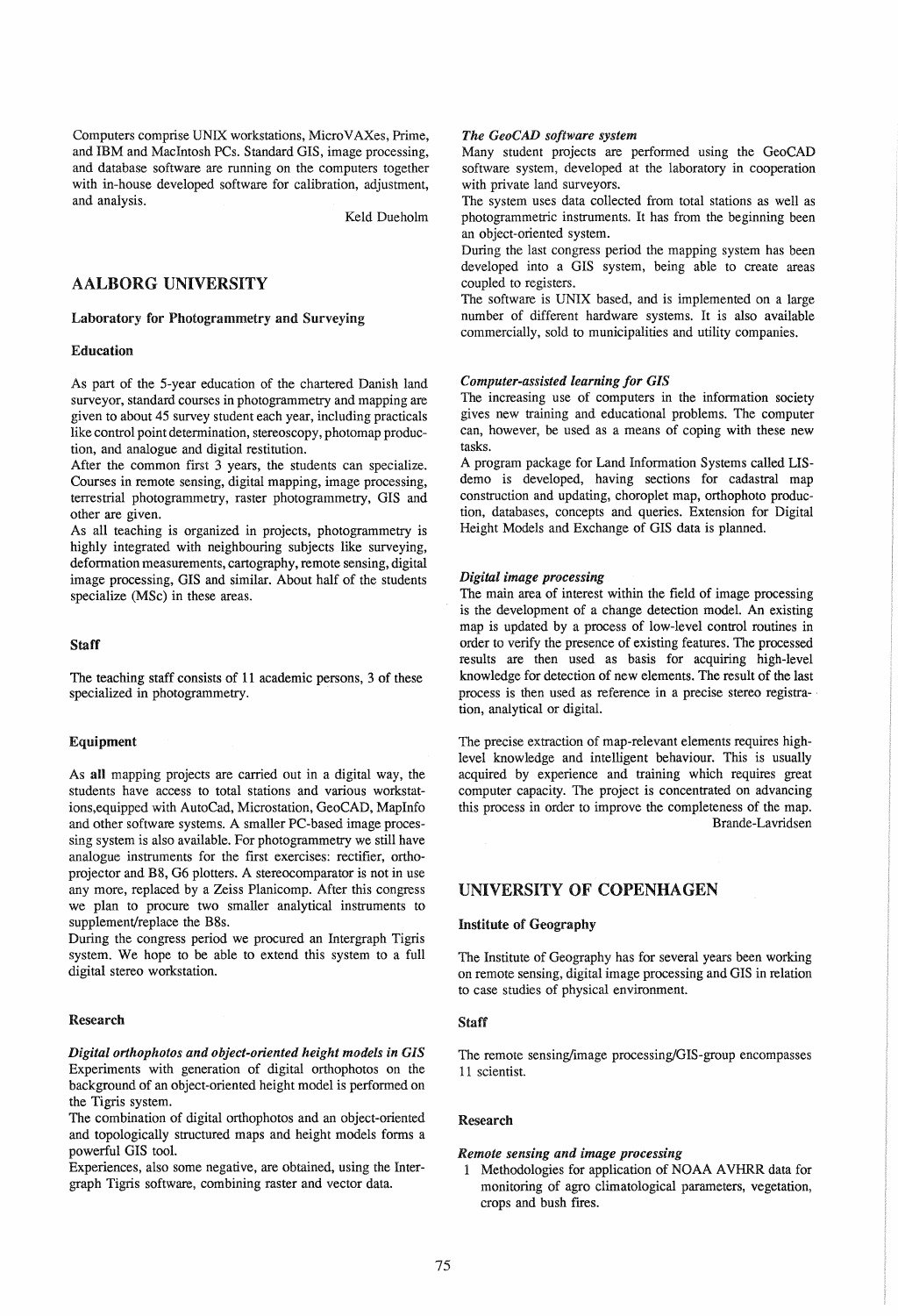Computers comprise UNIX workstations, MicroVAXes, Prime, and IBM and MacIntosh PCs. Standard GIS, image processing, and database software are running on the computers together with in-house developed software for calibration, adjustment, and analysis.

Keld Dueholm

## AALBORG UNIVERSITY

### Laboratory for Photogrammetry and Surveying

### Education

As part of the 5-year education of the chartered Danish land surveyor, standard courses in photogrammetry and mapping are given to about 45 survey student each year, including practicals like control point determination, stereoscopy, photomap production, and analogue and digital restitution.

After the common first 3 years, the students can specialize. Courses in remote sensing, digital mapping, image processing, terrestrial photogrammetry, raster photogrammetry, GIS and other are given.

As all teaching is organized in projects, photogrammetry is highly integrated with neighbouring subjects like surveying, deformation measurements, cartography, remote sensing, digital image processing, GIS and similar. About half of the students specialize (MSc) in these areas.

### Staff

The teaching staff consists of 11 academic persons, 3 of these specialized in photogrammetry.

### Equipment

As **all** mapping projects are carried out in a digital way, the students have access to total stations and various workstations,equipped with AutoCad, Microstation, GeoCAD, MapInfo and other software systems. A smaller PC-based image processing system is also available. For photogrammetry we still have analogue instruments for the first exercises: rectifier, orthoprojector and B8, G6 plotters. A stereocomparator is not in use any more, replaced by a Zeiss Planicomp. After this congress we plan to procure two smaller analytical instruments to supplement/replace the B8s.

During the congress period we procured an Intergraph Tigris system. We hope to be able to extend this system to a full digital stereo workstation.

### Research

***Digital orthophotos and object-oriented height models in GIS***

Experiments with generation of digital orthophotos on the background of an object-oriented height model is performed on the Tigris system.

The combination of digital orthophotos and an object-oriented and topologically structured maps and height models forms a powerful GIS tool.

Experiences, also some negative, are obtained, using the Intergraph Tigris software, combining raster and vector data.

***The GeoCAD software system***

Many student projects are performed using the GeoCAD software system, developed at the laboratory in cooperation with private land surveyors.

The system uses data collected from total stations as well as photogrammetric instruments. It has from the beginning been an object-oriented system.

During the last congress period the mapping system has been developed into a GIS system, being able to create areas coupled to registers.

The software is UNIX based, and is implemented on a large number of different hardware systems. It is also available commercially, sold to municipalities and utility companies.

***Computer-assisted learning for GIS***

The increasing use of computers in the information society gives new training and educational problems. The computer can, however, be used as a means of coping with these new tasks.

A program package for Land Information Systems called LIS-demo is developed, having sections for cadastral map construction and updating, choroplet map, orthophoto production, databases, concepts and queries. Extension for Digital Height Models and Exchange of GIS data is planned.

***Digital image processing***

The main area of interest within the field of image processing is the development of a change detection model. An existing map is updated by a process of low-level control routines in order to verify the presence of existing features. The processed results are then used as basis for acquiring high-level knowledge for detection of new elements. The result of the last process is then used as reference in a precise stereo registration, analytical or digital.

The precise extraction of map-relevant elements requires high-level knowledge and intelligent behaviour. This is usually acquired by experience and training which requires great computer capacity. The project is concentrated on advancing this process in order to improve the completeness of the map.

Brande-Lavridsen

## UNIVERSITY OF COPENHAGEN

### Institute of Geography

The Institute of Geography has for several years been working on remote sensing, digital image processing and GIS in relation to case studies of physical environment.

### Staff

The remote sensing/image processing/GIS-group encompasses 11 scientist.

### Research

***Remote sensing and image processing***

1 Methodologies for application of NOAA AVHRR data for monitoring of agro climatological parameters, vegetation, crops and bush fires.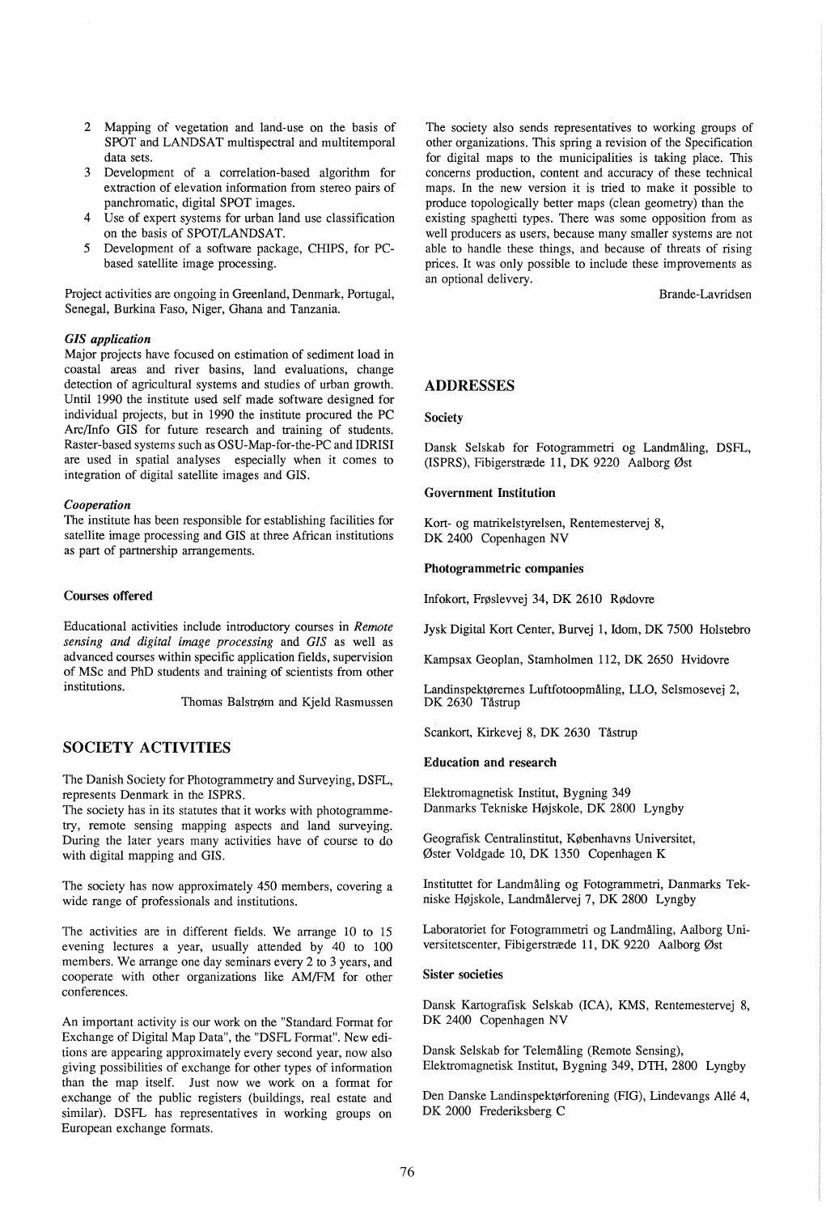2. Mapping of vegetation and land-use on the basis of SPOT and LANDSAT multispectral and multitemporal data sets.
3. Development of a correlation-based algorithm for extraction of elevation information from stereo pairs of panchromatic, digital SPOT images.
4. Use of expert systems for urban land use classification on the basis of SPOT/LANDSAT.
5. Development of a software package, CHIPS, for PC-based satellite image processing.

Project activities are ongoing in Greenland, Denmark, Portugal, Senegal, Burkina Faso, Niger, Ghana and Tanzania.

***GIS application***

Major projects have focused on estimation of sediment load in coastal areas and river basins, land evaluations, change detection of agricultural systems and studies of urban growth. Until 1990 the institute used self made software designed for individual projects, but in 1990 the institute procured the PC Arc/Info GIS for future research and training of students. Raster-based systems such as OSU-Map-for-the-PC and IDRISI are used in spatial analyses especially when it comes to integration of digital satellite images and GIS.

***Cooperation***

The institute has been responsible for establishing facilities for satellite image processing and GIS at three African institutions as part of partnership arrangements.

### Courses offered

Educational activities include introductory courses in *Remote sensing and digital image processing* and *GIS* as well as advanced courses within specific application fields, supervision of MSc and PhD students and training of scientists from other institutions.

Thomas Balstrøm and Kjeld Rasmussen

## SOCIETY ACTIVITIES

The Danish Society for Photogrammetry and Surveying, DSFL, represents Denmark in the ISPRS.
The society has in its statutes that it works with photogrammetry, remote sensing mapping aspects and land surveying. During the later years many activities have of course to do with digital mapping and GIS.

The society has now approximately 450 members, covering a wide range of professionals and institutions.

The activities are in different fields. We arrange 10 to 15 evening lectures a year, usually attended by 40 to 100 members. We arrange one day seminars every 2 to 3 years, and cooperate with other organizations like AM/FM for other conferences.

An important activity is our work on the "Standard Format for Exchange of Digital Map Data", the "DSFL Format". New editions are appearing approximately every second year, now also giving possibilities of exchange for other types of information than the map itself. Just now we work on a format for exchange of the public registers (buildings, real estate and similar). DSFL has representatives in working groups on European exchange formats.

The society also sends representatives to working groups of other organizations. This spring a revision of the Specification for digital maps to the municipalities is taking place. This concerns production, content and accuracy of these technical maps. In the new version it is tried to make it possible to produce topologically better maps (clean geometry) than the existing spaghetti types. There was some opposition from as well producers as users, because many smaller systems are not able to handle these things, and because of threats of rising prices. It was only possible to include these improvements as an optional delivery.

Brande-Lavridsen

## ADDRESSES

### Society

Dansk Selskab for Fotogrammetri og Landmåling, DSFL, (ISPRS), Fibigerstræde 11, DK 9220 Aalborg Øst

### Government Institution

Kort- og matrikelstyrelsen, Rentemestervej 8, DK 2400 Copenhagen NV

### Photogrammetric companies

Infokort, Frøslevvej 34, DK 2610 Rødovre

Jysk Digital Kort Center, Burvej 1, Idom, DK 7500 Holstebro

Kampsax Geoplan, Stamholmen 112, DK 2650 Hvidovre

Landinspektørernes Luftfotoopmåling, LLO, Selsmosevej 2, DK 2630 Tåstrup

Scankort, Kirkevej 8, DK 2630 Tåstrup

### Education and research

Elektromagnetisk Institut, Bygning 349
Danmarks Tekniske Højskole, DK 2800 Lyngby

Geografisk Centralinstitut, Københavns Universitet, Øster Voldgade 10, DK 1350 Copenhagen K

Instituttet for Landmåling og Fotogrammetri, Danmarks Tekniske Højskole, Landmålervej 7, DK 2800 Lyngby

Laboratoriet for Fotogrammetri og Landmåling, Aalborg Universitetscenter, Fibigerstræde 11, DK 9220 Aalborg Øst

### Sister societies

Dansk Kartografisk Selskab (ICA), KMS, Rentemestervej 8, DK 2400 Copenhagen NV

Dansk Selskab for Telemåling (Remote Sensing), Elektromagnetisk Institut, Bygning 349, DTH, 2800 Lyngby

Den Danske Landinspektørforening (FIG), Lindevangs Allé 4, DK 2000 Frederiksberg C